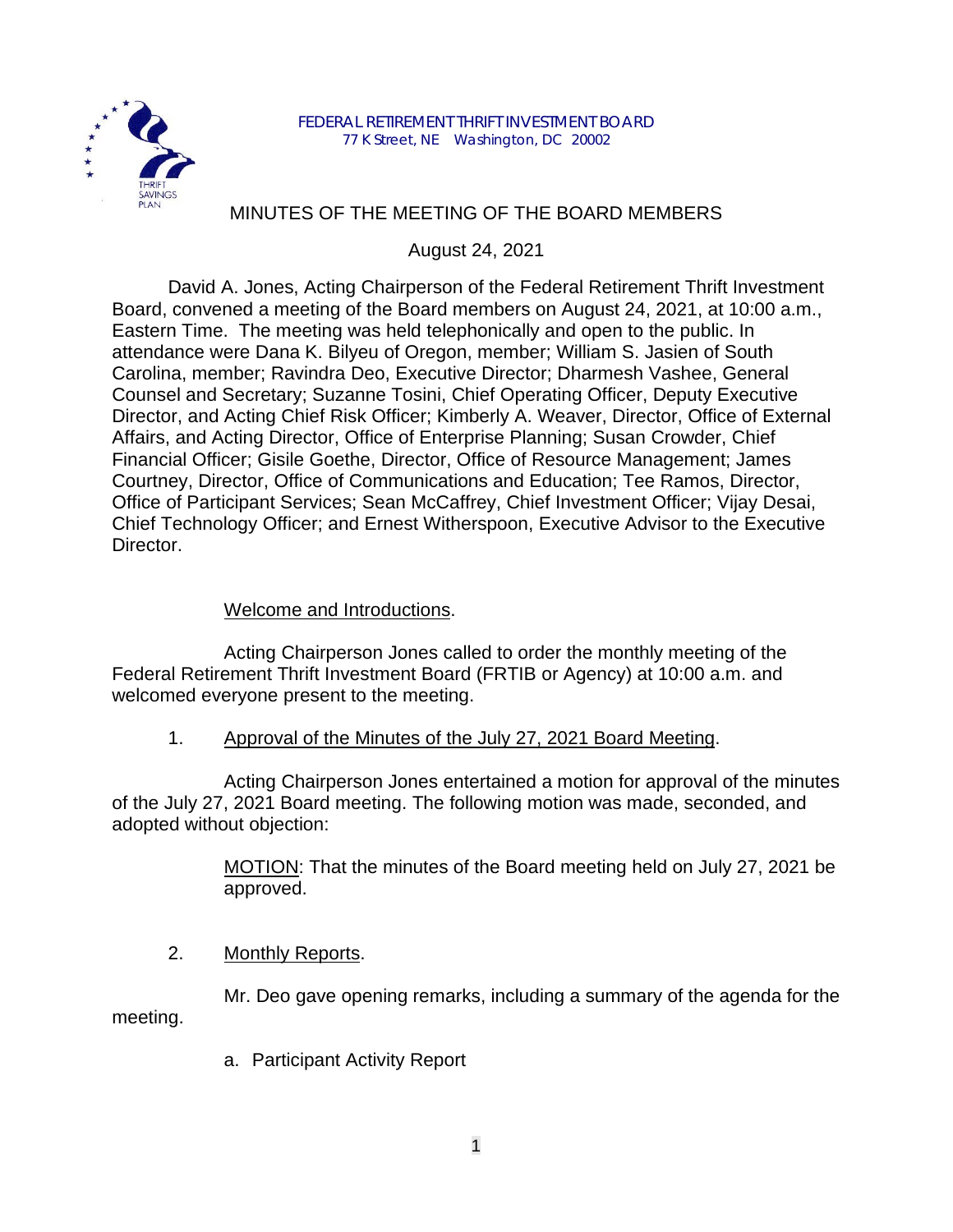FEDERAL RETIREMENT THRIFT INVESTMENT BOARD
77 K Street, NE Washington, DC 20002

# MINUTES OF THE MEETING OF THE BOARD MEMBERS

August 24, 2021

David A. Jones, Acting Chairperson of the Federal Retirement Thrift Investment Board, convened a meeting of the Board members on August 24, 2021, at 10:00 a.m., Eastern Time. The meeting was held telephonically and open to the public. In attendance were Dana K. Bilyeu of Oregon, member; William S. Jasien of South Carolina, member; Ravindra Deo, Executive Director; Dharmesh Vashee, General Counsel and Secretary; Suzanne Tosini, Chief Operating Officer, Deputy Executive Director, and Acting Chief Risk Officer; Kimberly A. Weaver, Director, Office of External Affairs, and Acting Director, Office of Enterprise Planning; Susan Crowder, Chief Financial Officer; Gisile Goethe, Director, Office of Resource Management; James Courtney, Director, Office of Communications and Education; Tee Ramos, Director, Office of Participant Services; Sean McCaffrey, Chief Investment Officer; Vijay Desai, Chief Technology Officer; and Ernest Witherspoon, Executive Advisor to the Executive Director.

## Welcome and Introductions.

Acting Chairperson Jones called to order the monthly meeting of the Federal Retirement Thrift Investment Board (FRTIB or Agency) at 10:00 a.m. and welcomed everyone present to the meeting.

## 1. Approval of the Minutes of the July 27, 2021 Board Meeting.

Acting Chairperson Jones entertained a motion for approval of the minutes of the July 27, 2021 Board meeting. The following motion was made, seconded, and adopted without objection:

> MOTION: That the minutes of the Board meeting held on July 27, 2021 be approved.

## 2. Monthly Reports.

Mr. Deo gave opening remarks, including a summary of the agenda for the meeting.

a. Participant Activity Report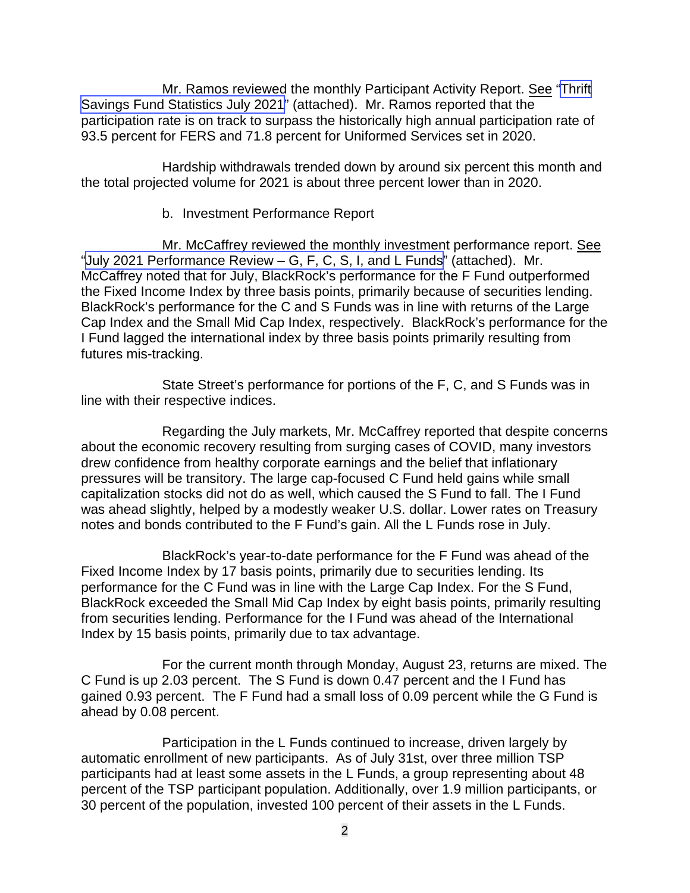Mr. Ramos reviewed the monthly Participant Activity Report. See "Thrift Savings Fund Statistics July 2021" (attached). Mr. Ramos reported that the participation rate is on track to surpass the historically high annual participation rate of 93.5 percent for FERS and 71.8 percent for Uniformed Services set in 2020.

Hardship withdrawals trended down by around six percent this month and the total projected volume for 2021 is about three percent lower than in 2020.

b. Investment Performance Report

Mr. McCaffrey reviewed the monthly investment performance report. See "July 2021 Performance Review – G, F, C, S, I, and L Funds" (attached). Mr. McCaffrey noted that for July, BlackRock's performance for the F Fund outperformed the Fixed Income Index by three basis points, primarily because of securities lending. BlackRock's performance for the C and S Funds was in line with returns of the Large Cap Index and the Small Mid Cap Index, respectively. BlackRock's performance for the I Fund lagged the international index by three basis points primarily resulting from futures mis-tracking.

State Street's performance for portions of the F, C, and S Funds was in line with their respective indices.

Regarding the July markets, Mr. McCaffrey reported that despite concerns about the economic recovery resulting from surging cases of COVID, many investors drew confidence from healthy corporate earnings and the belief that inflationary pressures will be transitory. The large cap-focused C Fund held gains while small capitalization stocks did not do as well, which caused the S Fund to fall. The I Fund was ahead slightly, helped by a modestly weaker U.S. dollar. Lower rates on Treasury notes and bonds contributed to the F Fund's gain. All the L Funds rose in July.

BlackRock's year-to-date performance for the F Fund was ahead of the Fixed Income Index by 17 basis points, primarily due to securities lending. Its performance for the C Fund was in line with the Large Cap Index. For the S Fund, BlackRock exceeded the Small Mid Cap Index by eight basis points, primarily resulting from securities lending. Performance for the I Fund was ahead of the International Index by 15 basis points, primarily due to tax advantage.

For the current month through Monday, August 23, returns are mixed. The C Fund is up 2.03 percent. The S Fund is down 0.47 percent and the I Fund has gained 0.93 percent. The F Fund had a small loss of 0.09 percent while the G Fund is ahead by 0.08 percent.

Participation in the L Funds continued to increase, driven largely by automatic enrollment of new participants. As of July 31st, over three million TSP participants had at least some assets in the L Funds, a group representing about 48 percent of the TSP participant population. Additionally, over 1.9 million participants, or 30 percent of the population, invested 100 percent of their assets in the L Funds.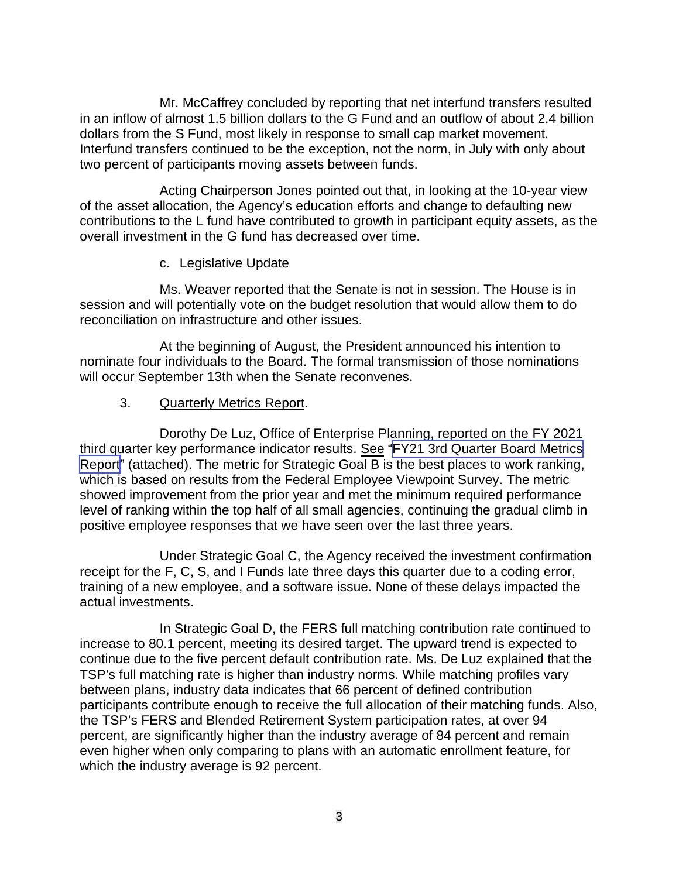Mr. McCaffrey concluded by reporting that net interfund transfers resulted in an inflow of almost 1.5 billion dollars to the G Fund and an outflow of about 2.4 billion dollars from the S Fund, most likely in response to small cap market movement. Interfund transfers continued to be the exception, not the norm, in July with only about two percent of participants moving assets between funds.

Acting Chairperson Jones pointed out that, in looking at the 10-year view of the asset allocation, the Agency's education efforts and change to defaulting new contributions to the L fund have contributed to growth in participant equity assets, as the overall investment in the G fund has decreased over time.

c. Legislative Update

Ms. Weaver reported that the Senate is not in session. The House is in session and will potentially vote on the budget resolution that would allow them to do reconciliation on infrastructure and other issues.

At the beginning of August, the President announced his intention to nominate four individuals to the Board. The formal transmission of those nominations will occur September 13th when the Senate reconvenes.

3. Quarterly Metrics Report.

Dorothy De Luz, Office of Enterprise Planning, reported on the FY 2021 third quarter key performance indicator results. See "FY21 3rd Quarter Board Metrics Report" (attached). The metric for Strategic Goal B is the best places to work ranking, which is based on results from the Federal Employee Viewpoint Survey. The metric showed improvement from the prior year and met the minimum required performance level of ranking within the top half of all small agencies, continuing the gradual climb in positive employee responses that we have seen over the last three years.

Under Strategic Goal C, the Agency received the investment confirmation receipt for the F, C, S, and I Funds late three days this quarter due to a coding error, training of a new employee, and a software issue. None of these delays impacted the actual investments.

In Strategic Goal D, the FERS full matching contribution rate continued to increase to 80.1 percent, meeting its desired target. The upward trend is expected to continue due to the five percent default contribution rate. Ms. De Luz explained that the TSP's full matching rate is higher than industry norms. While matching profiles vary between plans, industry data indicates that 66 percent of defined contribution participants contribute enough to receive the full allocation of their matching funds. Also, the TSP's FERS and Blended Retirement System participation rates, at over 94 percent, are significantly higher than the industry average of 84 percent and remain even higher when only comparing to plans with an automatic enrollment feature, for which the industry average is 92 percent.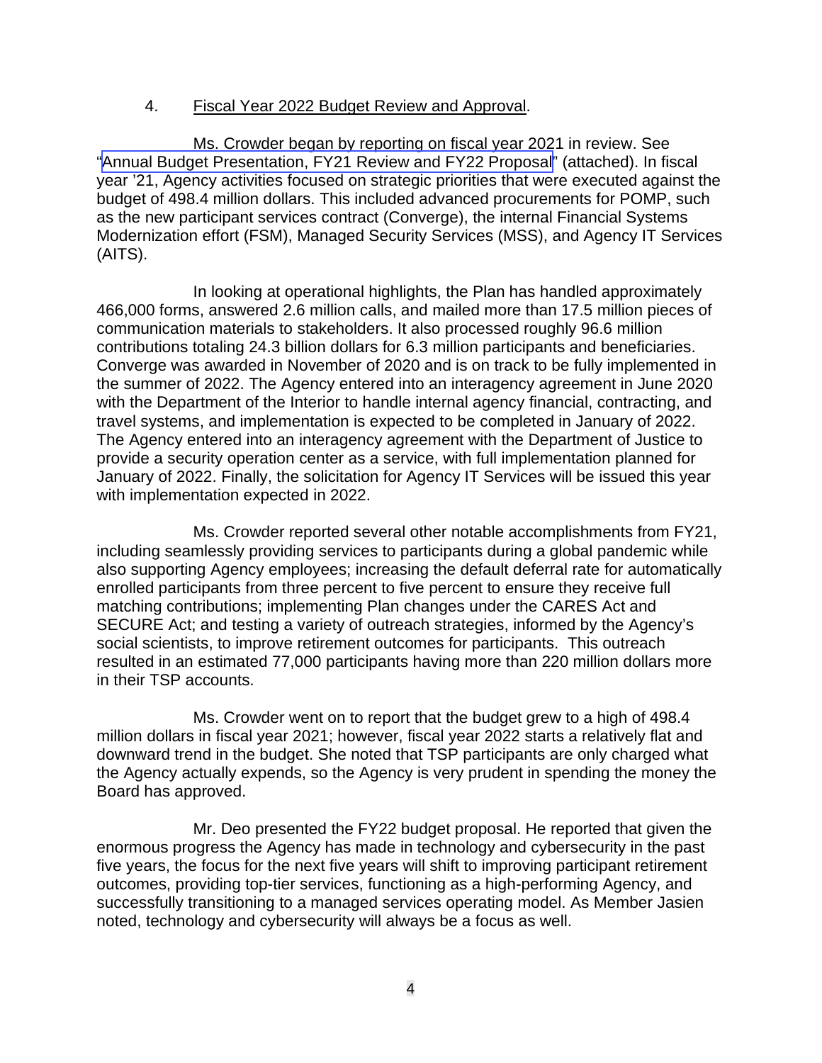4. Fiscal Year 2022 Budget Review and Approval.

Ms. Crowder began by reporting on fiscal year 2021 in review. See "Annual Budget Presentation, FY21 Review and FY22 Proposal" (attached). In fiscal year '21, Agency activities focused on strategic priorities that were executed against the budget of 498.4 million dollars. This included advanced procurements for POMP, such as the new participant services contract (Converge), the internal Financial Systems Modernization effort (FSM), Managed Security Services (MSS), and Agency IT Services (AITS).

In looking at operational highlights, the Plan has handled approximately 466,000 forms, answered 2.6 million calls, and mailed more than 17.5 million pieces of communication materials to stakeholders. It also processed roughly 96.6 million contributions totaling 24.3 billion dollars for 6.3 million participants and beneficiaries. Converge was awarded in November of 2020 and is on track to be fully implemented in the summer of 2022. The Agency entered into an interagency agreement in June 2020 with the Department of the Interior to handle internal agency financial, contracting, and travel systems, and implementation is expected to be completed in January of 2022. The Agency entered into an interagency agreement with the Department of Justice to provide a security operation center as a service, with full implementation planned for January of 2022. Finally, the solicitation for Agency IT Services will be issued this year with implementation expected in 2022.

Ms. Crowder reported several other notable accomplishments from FY21, including seamlessly providing services to participants during a global pandemic while also supporting Agency employees; increasing the default deferral rate for automatically enrolled participants from three percent to five percent to ensure they receive full matching contributions; implementing Plan changes under the CARES Act and SECURE Act; and testing a variety of outreach strategies, informed by the Agency's social scientists, to improve retirement outcomes for participants. This outreach resulted in an estimated 77,000 participants having more than 220 million dollars more in their TSP accounts.

Ms. Crowder went on to report that the budget grew to a high of 498.4 million dollars in fiscal year 2021; however, fiscal year 2022 starts a relatively flat and downward trend in the budget. She noted that TSP participants are only charged what the Agency actually expends, so the Agency is very prudent in spending the money the Board has approved.

Mr. Deo presented the FY22 budget proposal. He reported that given the enormous progress the Agency has made in technology and cybersecurity in the past five years, the focus for the next five years will shift to improving participant retirement outcomes, providing top-tier services, functioning as a high-performing Agency, and successfully transitioning to a managed services operating model. As Member Jasien noted, technology and cybersecurity will always be a focus as well.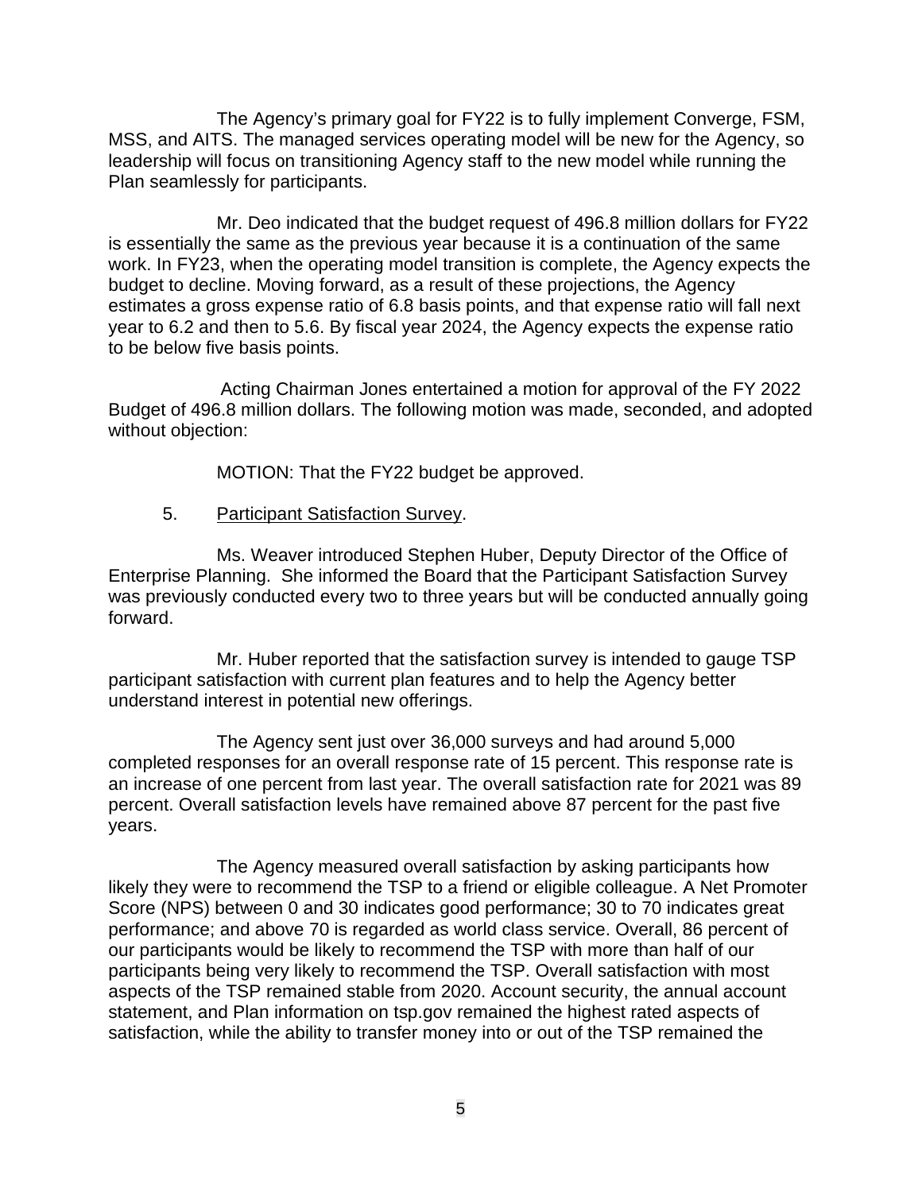The Agency's primary goal for FY22 is to fully implement Converge, FSM, MSS, and AITS. The managed services operating model will be new for the Agency, so leadership will focus on transitioning Agency staff to the new model while running the Plan seamlessly for participants.

Mr. Deo indicated that the budget request of 496.8 million dollars for FY22 is essentially the same as the previous year because it is a continuation of the same work. In FY23, when the operating model transition is complete, the Agency expects the budget to decline. Moving forward, as a result of these projections, the Agency estimates a gross expense ratio of 6.8 basis points, and that expense ratio will fall next year to 6.2 and then to 5.6. By fiscal year 2024, the Agency expects the expense ratio to be below five basis points.

Acting Chairman Jones entertained a motion for approval of the FY 2022 Budget of 496.8 million dollars. The following motion was made, seconded, and adopted without objection:

MOTION: That the FY22 budget be approved.

5. Participant Satisfaction Survey.

Ms. Weaver introduced Stephen Huber, Deputy Director of the Office of Enterprise Planning. She informed the Board that the Participant Satisfaction Survey was previously conducted every two to three years but will be conducted annually going forward.

Mr. Huber reported that the satisfaction survey is intended to gauge TSP participant satisfaction with current plan features and to help the Agency better understand interest in potential new offerings.

The Agency sent just over 36,000 surveys and had around 5,000 completed responses for an overall response rate of 15 percent. This response rate is an increase of one percent from last year. The overall satisfaction rate for 2021 was 89 percent. Overall satisfaction levels have remained above 87 percent for the past five years.

The Agency measured overall satisfaction by asking participants how likely they were to recommend the TSP to a friend or eligible colleague. A Net Promoter Score (NPS) between 0 and 30 indicates good performance; 30 to 70 indicates great performance; and above 70 is regarded as world class service. Overall, 86 percent of our participants would be likely to recommend the TSP with more than half of our participants being very likely to recommend the TSP. Overall satisfaction with most aspects of the TSP remained stable from 2020. Account security, the annual account statement, and Plan information on tsp.gov remained the highest rated aspects of satisfaction, while the ability to transfer money into or out of the TSP remained the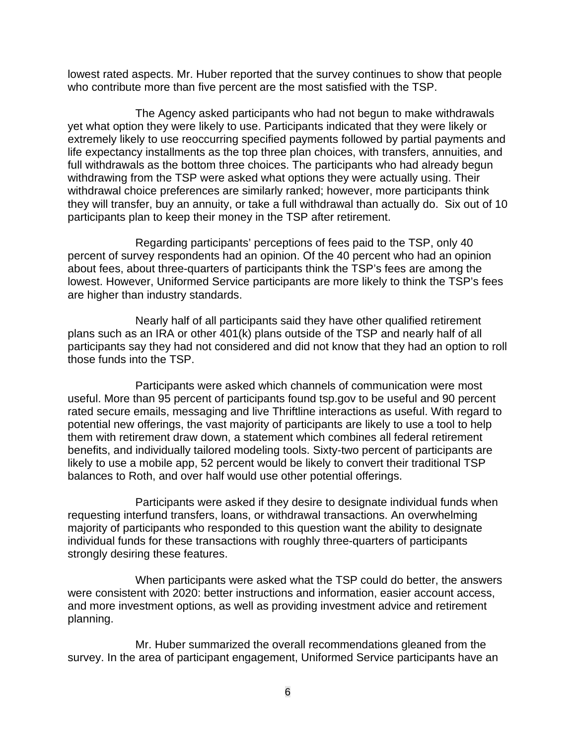lowest rated aspects. Mr. Huber reported that the survey continues to show that people who contribute more than five percent are the most satisfied with the TSP.

The Agency asked participants who had not begun to make withdrawals yet what option they were likely to use. Participants indicated that they were likely or extremely likely to use reoccurring specified payments followed by partial payments and life expectancy installments as the top three plan choices, with transfers, annuities, and full withdrawals as the bottom three choices. The participants who had already begun withdrawing from the TSP were asked what options they were actually using. Their withdrawal choice preferences are similarly ranked; however, more participants think they will transfer, buy an annuity, or take a full withdrawal than actually do. Six out of 10 participants plan to keep their money in the TSP after retirement.

Regarding participants' perceptions of fees paid to the TSP, only 40 percent of survey respondents had an opinion. Of the 40 percent who had an opinion about fees, about three-quarters of participants think the TSP's fees are among the lowest. However, Uniformed Service participants are more likely to think the TSP's fees are higher than industry standards.

Nearly half of all participants said they have other qualified retirement plans such as an IRA or other 401(k) plans outside of the TSP and nearly half of all participants say they had not considered and did not know that they had an option to roll those funds into the TSP.

Participants were asked which channels of communication were most useful. More than 95 percent of participants found tsp.gov to be useful and 90 percent rated secure emails, messaging and live Thriftline interactions as useful. With regard to potential new offerings, the vast majority of participants are likely to use a tool to help them with retirement draw down, a statement which combines all federal retirement benefits, and individually tailored modeling tools. Sixty-two percent of participants are likely to use a mobile app, 52 percent would be likely to convert their traditional TSP balances to Roth, and over half would use other potential offerings.

Participants were asked if they desire to designate individual funds when requesting interfund transfers, loans, or withdrawal transactions. An overwhelming majority of participants who responded to this question want the ability to designate individual funds for these transactions with roughly three-quarters of participants strongly desiring these features.

When participants were asked what the TSP could do better, the answers were consistent with 2020: better instructions and information, easier account access, and more investment options, as well as providing investment advice and retirement planning.

Mr. Huber summarized the overall recommendations gleaned from the survey. In the area of participant engagement, Uniformed Service participants have an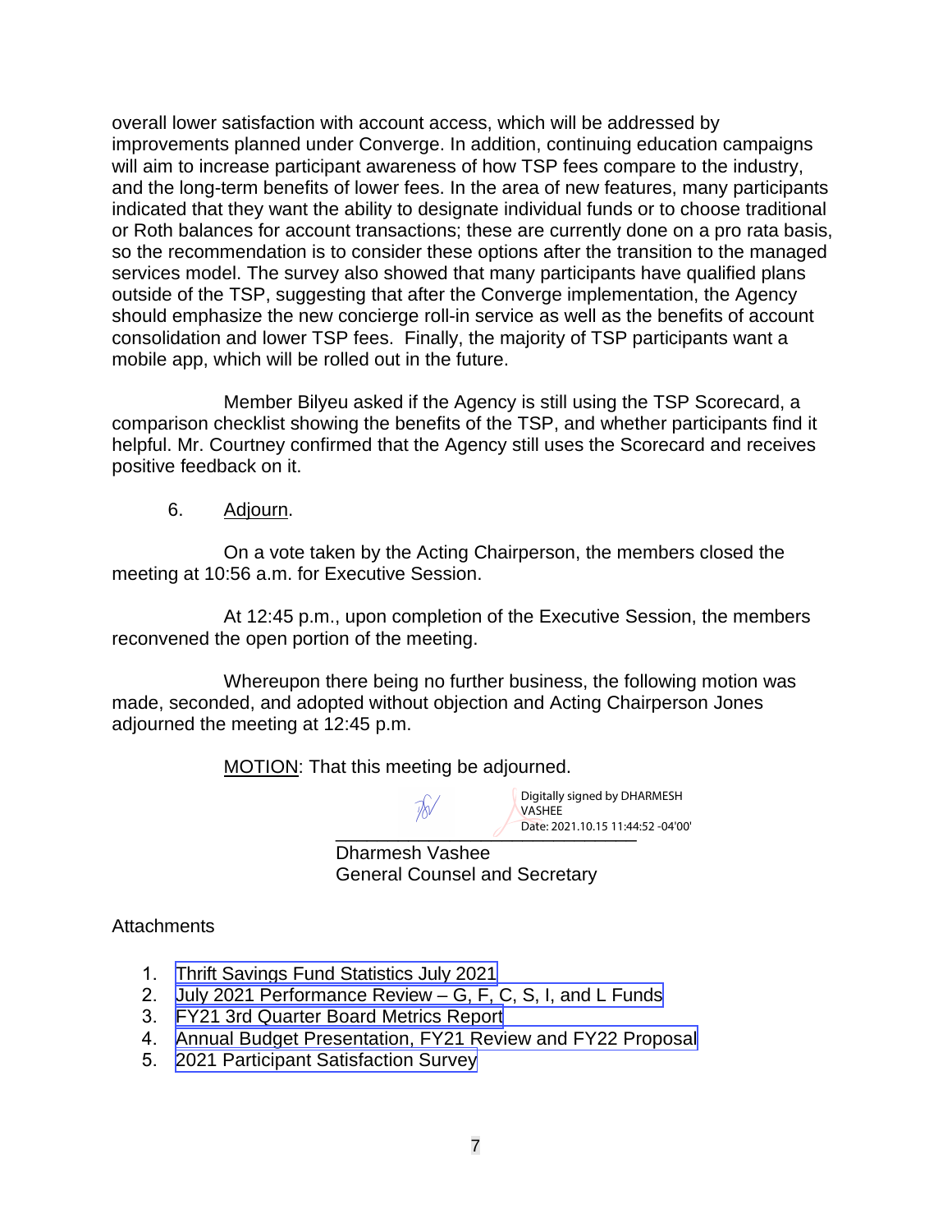overall lower satisfaction with account access, which will be addressed by improvements planned under Converge. In addition, continuing education campaigns will aim to increase participant awareness of how TSP fees compare to the industry, and the long-term benefits of lower fees. In the area of new features, many participants indicated that they want the ability to designate individual funds or to choose traditional or Roth balances for account transactions; these are currently done on a pro rata basis, so the recommendation is to consider these options after the transition to the managed services model. The survey also showed that many participants have qualified plans outside of the TSP, suggesting that after the Converge implementation, the Agency should emphasize the new concierge roll-in service as well as the benefits of account consolidation and lower TSP fees. Finally, the majority of TSP participants want a mobile app, which will be rolled out in the future.

Member Bilyeu asked if the Agency is still using the TSP Scorecard, a comparison checklist showing the benefits of the TSP, and whether participants find it helpful. Mr. Courtney confirmed that the Agency still uses the Scorecard and receives positive feedback on it.

6. Adjourn.

On a vote taken by the Acting Chairperson, the members closed the meeting at 10:56 a.m. for Executive Session.

At 12:45 p.m., upon completion of the Executive Session, the members reconvened the open portion of the meeting.

Whereupon there being no further business, the following motion was made, seconded, and adopted without objection and Acting Chairperson Jones adjourned the meeting at 12:45 p.m.

MOTION: That this meeting be adjourned.

Digitally signed by DHARMESH VASHEE
Date: 2021.10.15 11:44:52 -04'00'

\_\_\_\_\_\_\_\_\_\_\_\_\_\_\_\_\_\_\_\_\_\_\_\_\_\_\_\_\_\_\_\_

Dharmesh Vashee
General Counsel and Secretary

Attachments

1. Thrift Savings Fund Statistics July 2021
2. July 2021 Performance Review – G, F, C, S, I, and L Funds
3. FY21 3rd Quarter Board Metrics Report
4. Annual Budget Presentation, FY21 Review and FY22 Proposal
5. 2021 Participant Satisfaction Survey